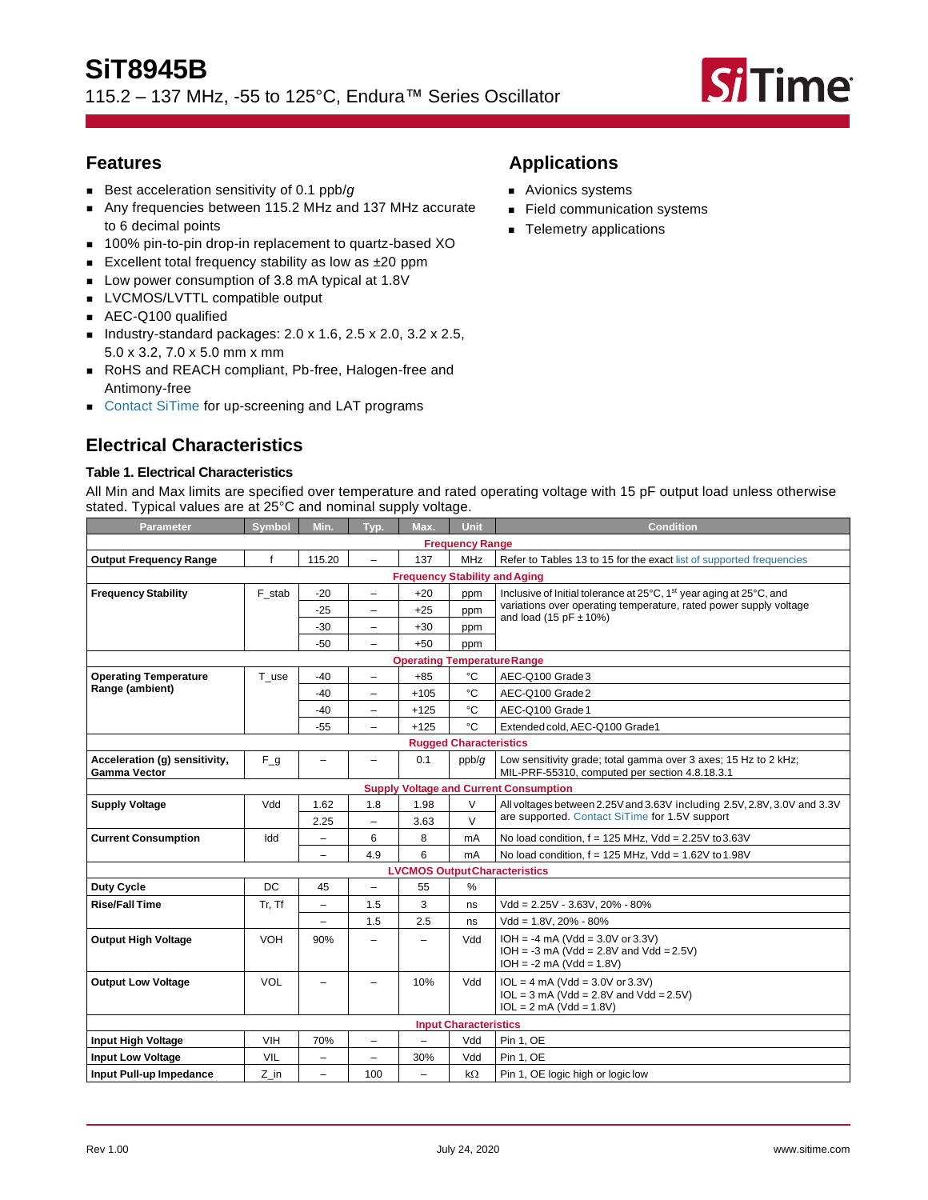# SiT8945B

115.2 – 137 MHz, -55 to 125°C, Endura™ Series Oscillator

## Features

- Best acceleration sensitivity of 0.1 ppb/*g*
- Any frequencies between 115.2 MHz and 137 MHz accurate to 6 decimal points
- 100% pin-to-pin drop-in replacement to quartz-based XO
- Excellent total frequency stability as low as ±20 ppm
- Low power consumption of 3.8 mA typical at 1.8V
- LVCMOS/LVTTL compatible output
- AEC-Q100 qualified
- Industry-standard packages: 2.0 x 1.6, 2.5 x 2.0, 3.2 x 2.5, 5.0 x 3.2, 7.0 x 5.0 mm x mm
- RoHS and REACH compliant, Pb-free, Halogen-free and Antimony-free
- Contact SiTime for up-screening and LAT programs

## Applications

- Avionics systems
- Field communication systems
- Telemetry applications

## Electrical Characteristics

### Table 1. Electrical Characteristics

All Min and Max limits are specified over temperature and rated operating voltage with 15 pF output load unless otherwise stated. Typical values are at 25°C and nominal supply voltage.

| Parameter | Symbol | Min. | Typ. | Max. | Unit | Condition |
|---|---|---|---|---|---|---|
| **Frequency Range** | | | | | | |
| **Output Frequency Range** | f | 115.20 | – | 137 | MHz | Refer to Tables 13 to 15 for the exact list of supported frequencies |
| **Frequency Stability and Aging** | | | | | | |
| **Frequency Stability** | F_stab | -20 | – | +20 | ppm | Inclusive of Initial tolerance at 25°C, 1st year aging at 25°C, and variations over operating temperature, rated power supply voltage and load (15 pF ± 10%) |
| | | -25 | – | +25 | ppm | |
| | | -30 | – | +30 | ppm | |
| | | -50 | – | +50 | ppm | |
| **Operating Temperature Range** | | | | | | |
| **Operating Temperature Range (ambient)** | T_use | -40 | – | +85 | °C | AEC-Q100 Grade 3 |
| | | -40 | – | +105 | °C | AEC-Q100 Grade 2 |
| | | -40 | – | +125 | °C | AEC-Q100 Grade 1 |
| | | -55 | – | +125 | °C | Extended cold, AEC-Q100 Grade1 |
| **Rugged Characteristics** | | | | | | |
| **Acceleration (g) sensitivity, Gamma Vector** | F_g | – | – | 0.1 | ppb/*g* | Low sensitivity grade; total gamma over 3 axes; 15 Hz to 2 kHz; MIL-PRF-55310, computed per section 4.8.18.3.1 |
| **Supply Voltage and Current Consumption** | | | | | | |
| **Supply Voltage** | Vdd | 1.62 | 1.8 | 1.98 | V | All voltages between 2.25V and 3.63V including 2.5V, 2.8V, 3.0V and 3.3V are supported. Contact SiTime for 1.5V support |
| | | 2.25 | – | 3.63 | V | |
| **Current Consumption** | Idd | – | 6 | 8 | mA | No load condition, f = 125 MHz, Vdd = 2.25V to 3.63V |
| | | – | 4.9 | 6 | mA | No load condition, f = 125 MHz, Vdd = 1.62V to 1.98V |
| **LVCMOS Output Characteristics** | | | | | | |
| **Duty Cycle** | DC | 45 | – | 55 | % | |
| **Rise/Fall Time** | Tr, Tf | – | 1.5 | 3 | ns | Vdd = 2.25V - 3.63V, 20% - 80% |
| | | – | 1.5 | 2.5 | ns | Vdd = 1.8V, 20% - 80% |
| **Output High Voltage** | VOH | 90% | – | – | Vdd | IOH = -4 mA (Vdd = 3.0V or 3.3V)<br>IOH = -3 mA (Vdd = 2.8V and Vdd = 2.5V)<br>IOH = -2 mA (Vdd = 1.8V) |
| **Output Low Voltage** | VOL | – | – | 10% | Vdd | IOL = 4 mA (Vdd = 3.0V or 3.3V)<br>IOL = 3 mA (Vdd = 2.8V and Vdd = 2.5V)<br>IOL = 2 mA (Vdd = 1.8V) |
| **Input Characteristics** | | | | | | |
| **Input High Voltage** | VIH | 70% | – | – | Vdd | Pin 1, OE |
| **Input Low Voltage** | VIL | – | – | 30% | Vdd | Pin 1, OE |
| **Input Pull-up Impedance** | Z_in | – | 100 | – | kΩ | Pin 1, OE logic high or logic low |

Rev 1.00 July 24, 2020 www.sitime.com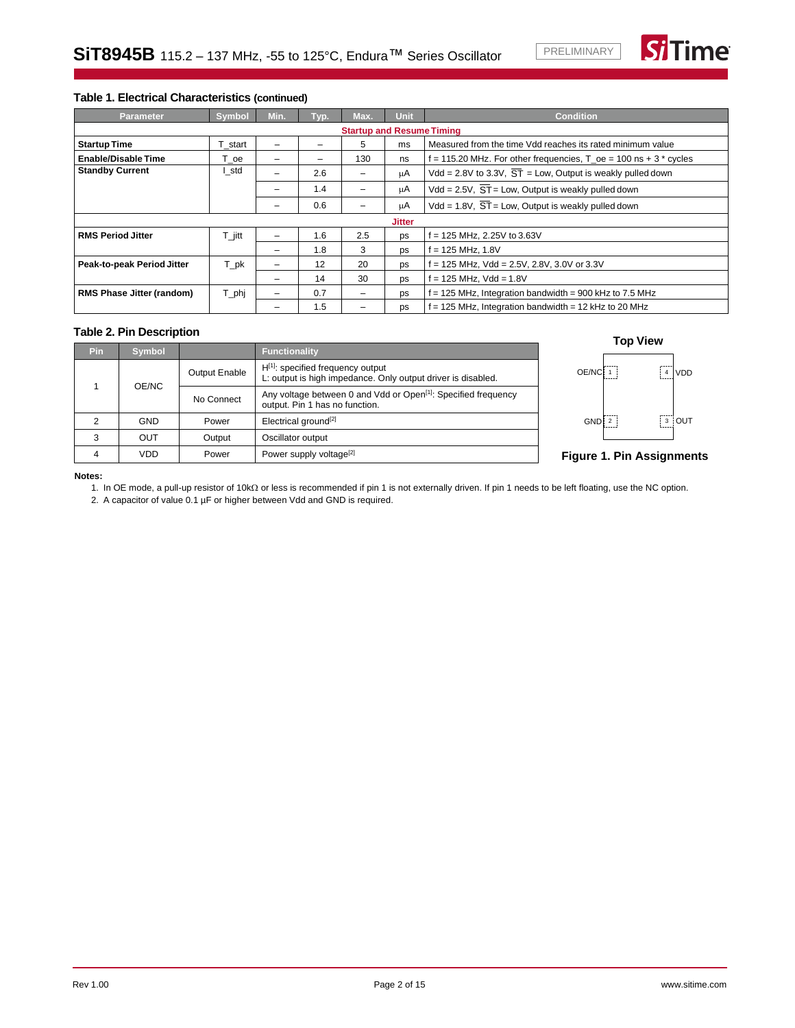### Table 1. Electrical Characteristics (continued)

| Parameter | Symbol | Min. | Typ. | Max. | Unit | Condition |
|---|---|---|---|---|---|---|
| **Startup and Resume Timing** | | | | | | |
| **Startup Time** | T_start | – | – | 5 | ms | Measured from the time Vdd reaches its rated minimum value |
| **Enable/Disable Time** | T_oe | – | – | 130 | ns | f = 115.20 MHz. For other frequencies, T_oe = 100 ns + 3 * cycles |
| **Standby Current** | I_std | – | 2.6 | – | µA | Vdd = 2.8V to 3.3V, $\overline{ST}$ = Low, Output is weakly pulled down |
| | | – | 1.4 | – | µA | Vdd = 2.5V, $\overline{ST}$ = Low, Output is weakly pulled down |
| | | – | 0.6 | – | µA | Vdd = 1.8V, $\overline{ST}$ = Low, Output is weakly pulled down |
| **Jitter** | | | | | | |
| **RMS Period Jitter** | T_jitt | – | 1.6 | 2.5 | ps | f = 125 MHz, 2.25V to 3.63V |
| | | – | 1.8 | 3 | ps | f = 125 MHz, 1.8V |
| **Peak-to-peak Period Jitter** | T_pk | – | 12 | 20 | ps | f = 125 MHz, Vdd = 2.5V, 2.8V, 3.0V or 3.3V |
| | | – | 14 | 30 | ps | f = 125 MHz, Vdd = 1.8V |
| **RMS Phase Jitter (random)** | T_phj | – | 0.7 | – | ps | f = 125 MHz, Integration bandwidth = 900 kHz to 7.5 MHz |
| | | – | 1.5 | – | ps | f = 125 MHz, Integration bandwidth = 12 kHz to 20 MHz |

### Table 2. Pin Description

| Pin | Symbol | | Functionality |
|---|---|---|---|
| 1 | OE/NC | Output Enable | H[1]: specified frequency output<br>L: output is high impedance. Only output driver is disabled. |
| | | No Connect | Any voltage between 0 and Vdd or Open[1]: Specified frequency output. Pin 1 has no function. |
| 2 | GND | Power | Electrical ground[2] |
| 3 | OUT | Output | Oscillator output |
| 4 | VDD | Power | Power supply voltage[2] |

**Top View**

OE/NC 1 — 4 VDD

GND 2 — 3 OUT

**Figure 1. Pin Assignments**

**Notes:**

1. In OE mode, a pull-up resistor of 10kΩ or less is recommended if pin 1 is not externally driven. If pin 1 needs to be left floating, use the NC option.
2. A capacitor of value 0.1 µF or higher between Vdd and GND is required.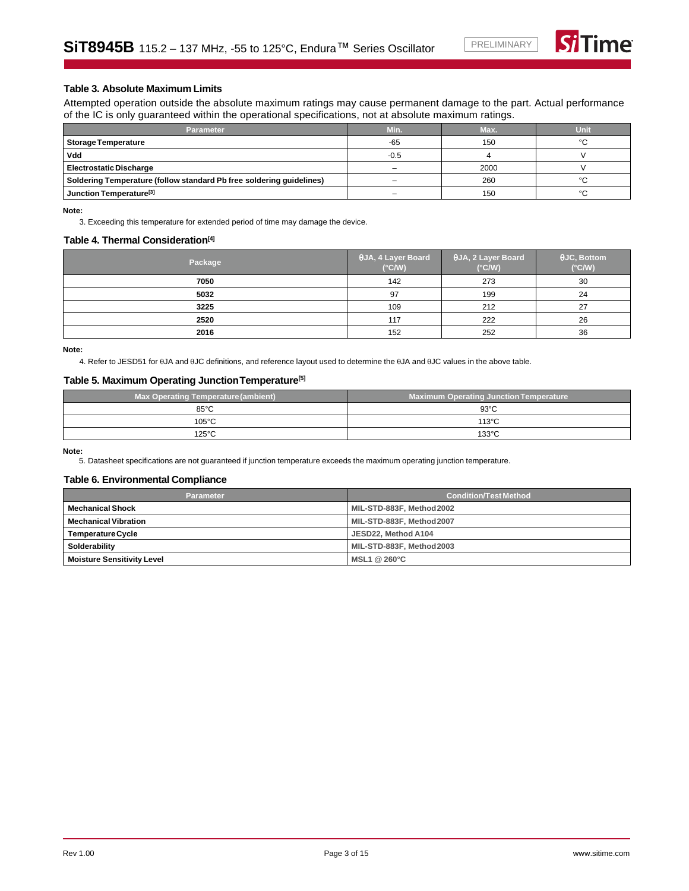### Table 3. Absolute Maximum Limits

Attempted operation outside the absolute maximum ratings may cause permanent damage to the part. Actual performance of the IC is only guaranteed within the operational specifications, not at absolute maximum ratings.

| Parameter | Min. | Max. | Unit |
|---|---|---|---|
| **Storage Temperature** | -65 | 150 | °C |
| **Vdd** | -0.5 | 4 | V |
| **Electrostatic Discharge** | – | 2000 | V |
| **Soldering Temperature (follow standard Pb free soldering guidelines)** | – | 260 | °C |
| **Junction Temperature[3]** | – | 150 | °C |

**Note:**

3. Exceeding this temperature for extended period of time may damage the device.

### Table 4. Thermal Consideration[4]

| Package | θJA, 4 Layer Board (°C/W) | θJA, 2 Layer Board (°C/W) | θJC, Bottom (°C/W) |
|---|---|---|---|
| **7050** | 142 | 273 | 30 |
| **5032** | 97 | 199 | 24 |
| **3225** | 109 | 212 | 27 |
| **2520** | 117 | 222 | 26 |
| **2016** | 152 | 252 | 36 |

**Note:**

4. Refer to JESD51 for θJA and θJC definitions, and reference layout used to determine the θJA and θJC values in the above table.

### Table 5. Maximum Operating Junction Temperature[5]

| Max Operating Temperature (ambient) | Maximum Operating Junction Temperature |
|---|---|
| 85°C | 93°C |
| 105°C | 113°C |
| 125°C | 133°C |

**Note:**

5. Datasheet specifications are not guaranteed if junction temperature exceeds the maximum operating junction temperature.

### Table 6. Environmental Compliance

| Parameter | Condition/Test Method |
|---|---|
| **Mechanical Shock** | MIL-STD-883F, Method 2002 |
| **Mechanical Vibration** | MIL-STD-883F, Method 2007 |
| **Temperature Cycle** | JESD22, Method A104 |
| **Solderability** | MIL-STD-883F, Method 2003 |
| **Moisture Sensitivity Level** | MSL1 @ 260°C |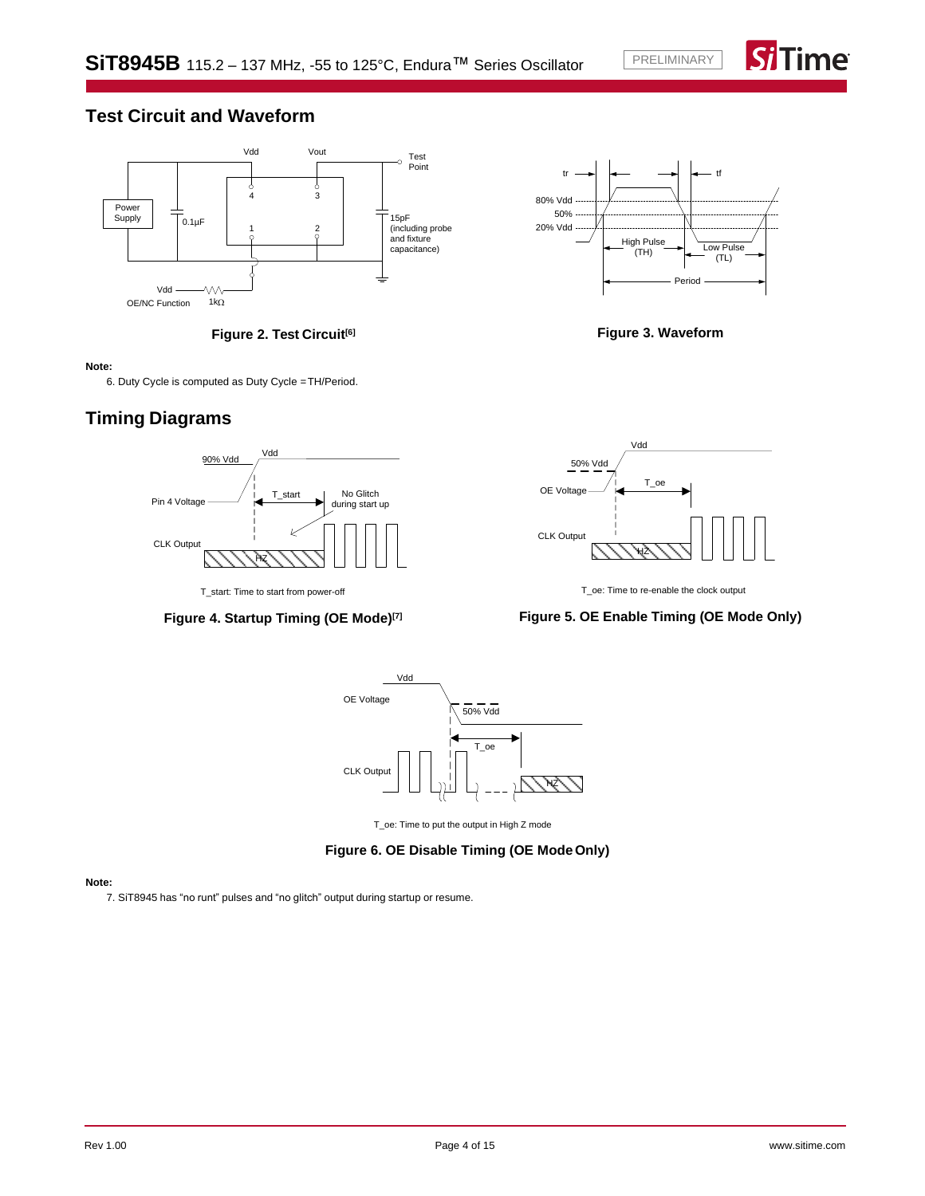## Test Circuit and Waveform

**Figure 2. Test Circuit[6]**

**Figure 3. Waveform**

**Note:**

6. Duty Cycle is computed as Duty Cycle = TH/Period.

## Timing Diagrams

T_start: Time to start from power-off

**Figure 4. Startup Timing (OE Mode)[7]**

T_oe: Time to re-enable the clock output

**Figure 5. OE Enable Timing (OE Mode Only)**

T_oe: Time to put the output in High Z mode

**Figure 6. OE Disable Timing (OE Mode Only)**

**Note:**

7. SiT8945 has "no runt" pulses and "no glitch" output during startup or resume.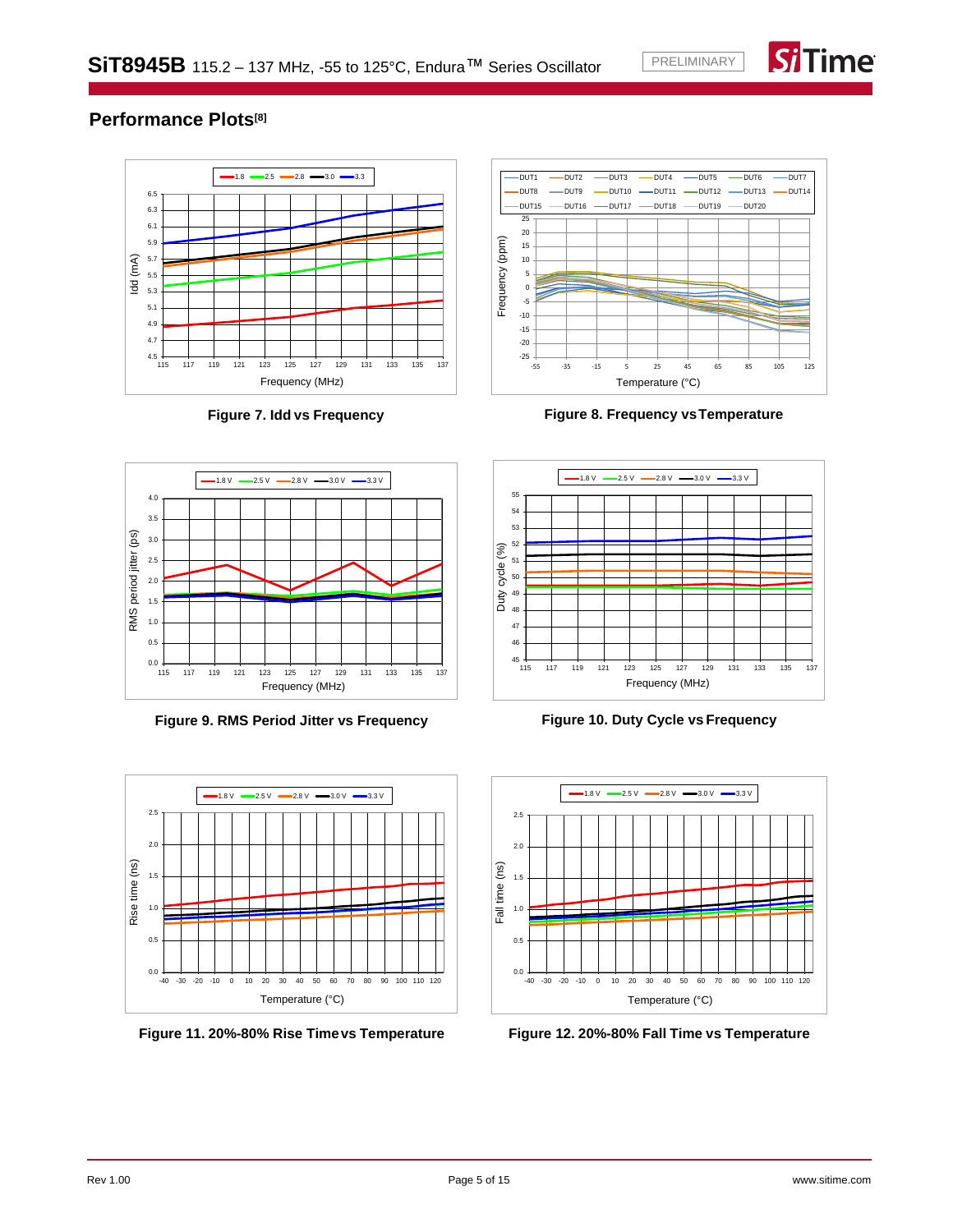## Performance Plots[8]

Figure 7. Idd vs Frequency

Figure 8. Frequency vs Temperature

Figure 9. RMS Period Jitter vs Frequency

Figure 10. Duty Cycle vs Frequency

Figure 11. 20%-80% Rise Time vs Temperature

Figure 12. 20%-80% Fall Time vs Temperature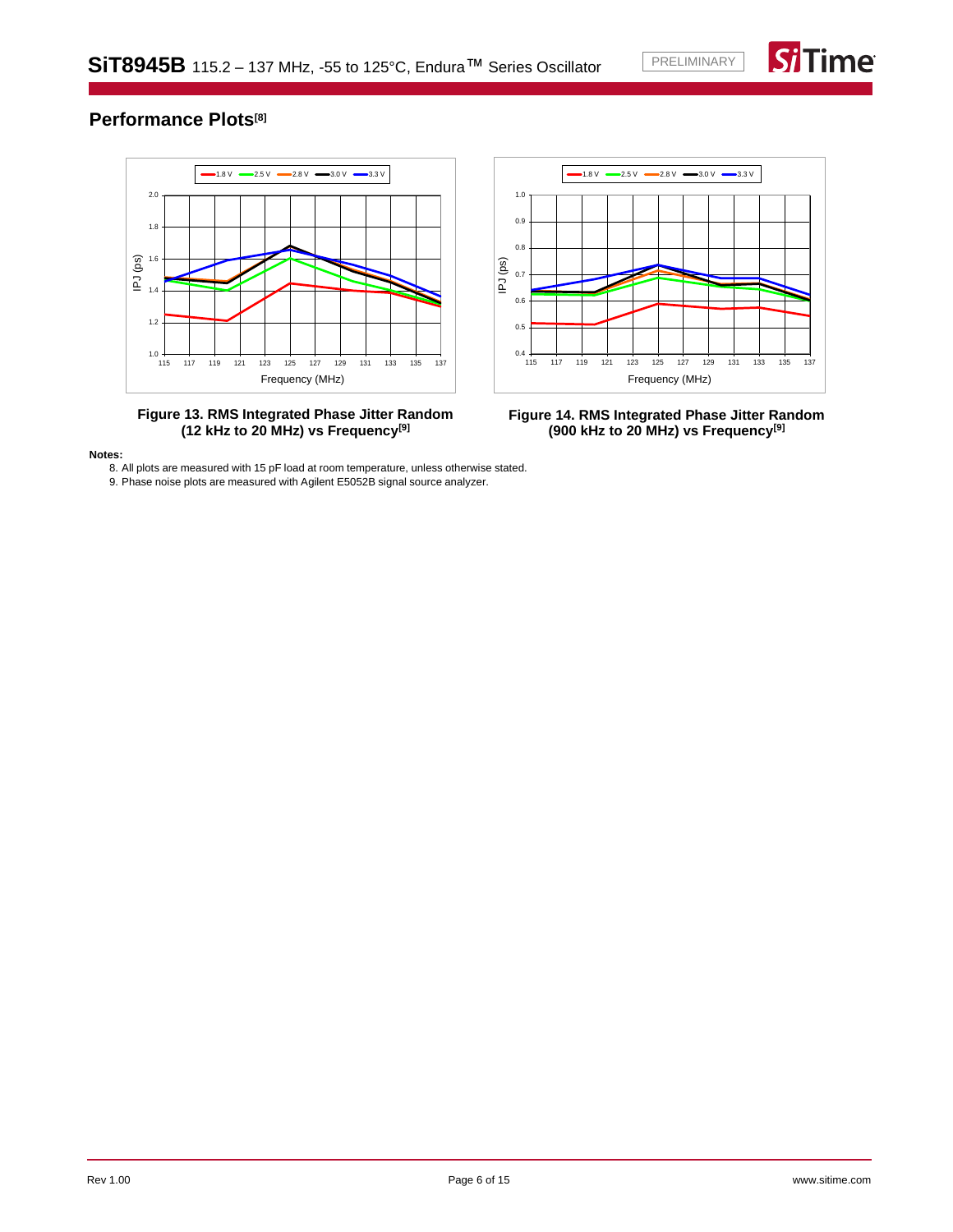## Performance Plots[8]

Figure 13. RMS Integrated Phase Jitter Random (12 kHz to 20 MHz) vs Frequency[9]

Figure 14. RMS Integrated Phase Jitter Random (900 kHz to 20 MHz) vs Frequency[9]

**Notes:**

8. All plots are measured with 15 pF load at room temperature, unless otherwise stated.
9. Phase noise plots are measured with Agilent E5052B signal source analyzer.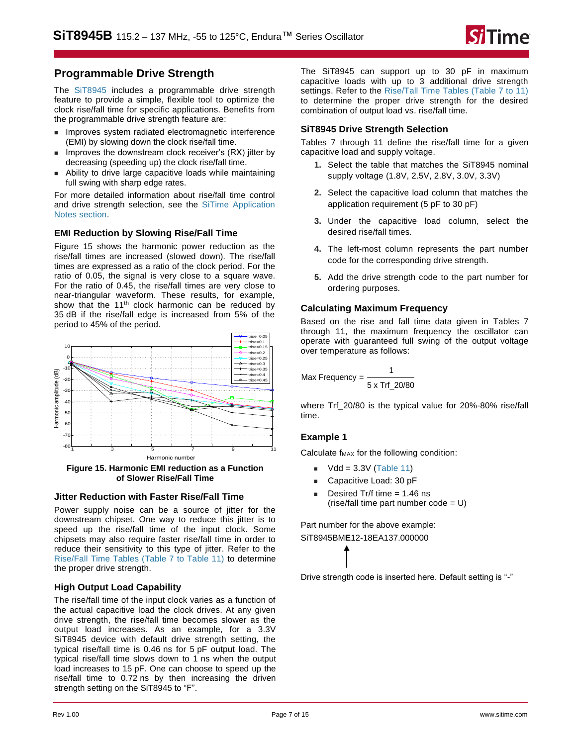## Programmable Drive Strength

The SiT8945 includes a programmable drive strength feature to provide a simple, flexible tool to optimize the clock rise/fall time for specific applications. Benefits from the programmable drive strength feature are:

- Improves system radiated electromagnetic interference (EMI) by slowing down the clock rise/fall time.
- Improves the downstream clock receiver's (RX) jitter by decreasing (speeding up) the clock rise/fall time.
- Ability to drive large capacitive loads while maintaining full swing with sharp edge rates.

For more detailed information about rise/fall time control and drive strength selection, see the SiTime Application Notes section.

### EMI Reduction by Slowing Rise/Fall Time

Figure 15 shows the harmonic power reduction as the rise/fall times are increased (slowed down). The rise/fall times are expressed as a ratio of the clock period. For the ratio of 0.05, the signal is very close to a square wave. For the ratio of 0.45, the rise/fall times are very close to near-triangular waveform. These results, for example, show that the 11th clock harmonic can be reduced by 35 dB if the rise/fall edge is increased from 5% of the period to 45% of the period.

**Figure 15. Harmonic EMI reduction as a Function of Slower Rise/Fall Time**

### Jitter Reduction with Faster Rise/Fall Time

Power supply noise can be a source of jitter for the downstream chipset. One way to reduce this jitter is to speed up the rise/fall time of the input clock. Some chipsets may also require faster rise/fall time in order to reduce their sensitivity to this type of jitter. Refer to the Rise/Fall Time Tables (Table 7 to Table 11) to determine the proper drive strength.

### High Output Load Capability

The rise/fall time of the input clock varies as a function of the actual capacitive load the clock drives. At any given drive strength, the rise/fall time becomes slower as the output load increases. As an example, for a 3.3V SiT8945 device with default drive strength setting, the typical rise/fall time is 0.46 ns for 5 pF output load. The typical rise/fall time slows down to 1 ns when the output load increases to 15 pF. One can choose to speed up the rise/fall time to 0.72 ns by then increasing the driven strength setting on the SiT8945 to "F".

The SiT8945 can support up to 30 pF in maximum capacitive loads with up to 3 additional drive strength settings. Refer to the Rise/Tall Time Tables (Table 7 to 11) to determine the proper drive strength for the desired combination of output load vs. rise/fall time.

### SiT8945 Drive Strength Selection

Tables 7 through 11 define the rise/fall time for a given capacitive load and supply voltage.

1. Select the table that matches the SiT8945 nominal supply voltage (1.8V, 2.5V, 2.8V, 3.0V, 3.3V)
2. Select the capacitive load column that matches the application requirement (5 pF to 30 pF)
3. Under the capacitive load column, select the desired rise/fall times.
4. The left-most column represents the part number code for the corresponding drive strength.
5. Add the drive strength code to the part number for ordering purposes.

### Calculating Maximum Frequency

Based on the rise and fall time data given in Tables 7 through 11, the maximum frequency the oscillator can operate with guaranteed full swing of the output voltage over temperature as follows:

$$\text{Max Frequency} = \frac{1}{5 \times \text{Trf\_20/80}}$$

where Trf_20/80 is the typical value for 20%-80% rise/fall time.

### Example 1

Calculate $f_{MAX}$ for the following condition:

- Vdd = 3.3V (Table 11)
- Capacitive Load: 30 pF
- Desired Tr/f time = 1.46 ns
  (rise/fall time part number code = U)

Part number for the above example:

SiT8945BM**E**12-18EA137.000000

Drive strength code is inserted here. Default setting is "-"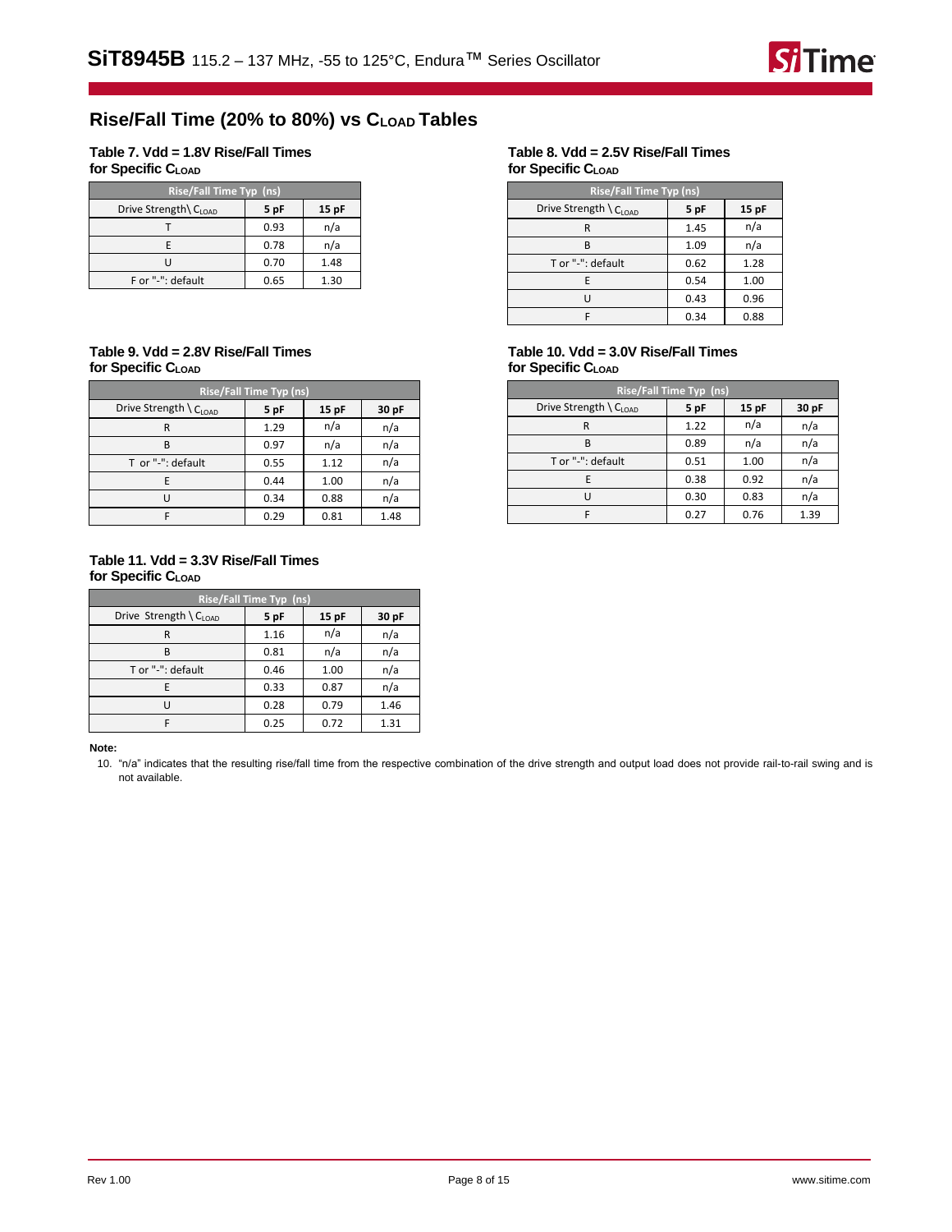## Rise/Fall Time (20% to 80%) vs $C_{LOAD}$ Tables

**Table 7. Vdd = 1.8V Rise/Fall Times for Specific $C_{LOAD}$**

| Rise/Fall Time Typ (ns) | | |
|---|---|---|
| Drive Strength\ $C_{LOAD}$ | 5 pF | 15 pF |
| T | 0.93 | n/a |
| E | 0.78 | n/a |
| U | 0.70 | 1.48 |
| F or "-": default | 0.65 | 1.30 |

**Table 8. Vdd = 2.5V Rise/Fall Times for Specific $C_{LOAD}$**

| Rise/Fall Time Typ (ns) | | |
|---|---|---|
| Drive Strength \ $C_{LOAD}$ | 5 pF | 15 pF |
| R | 1.45 | n/a |
| B | 1.09 | n/a |
| T or "-": default | 0.62 | 1.28 |
| E | 0.54 | 1.00 |
| U | 0.43 | 0.96 |
| F | 0.34 | 0.88 |

**Table 9. Vdd = 2.8V Rise/Fall Times for Specific $C_{LOAD}$**

| Rise/Fall Time Typ (ns) | | | |
|---|---|---|---|
| Drive Strength \ $C_{LOAD}$ | 5 pF | 15 pF | 30 pF |
| R | 1.29 | n/a | n/a |
| B | 0.97 | n/a | n/a |
| T or "-": default | 0.55 | 1.12 | n/a |
| E | 0.44 | 1.00 | n/a |
| U | 0.34 | 0.88 | n/a |
| F | 0.29 | 0.81 | 1.48 |

**Table 10. Vdd = 3.0V Rise/Fall Times for Specific $C_{LOAD}$**

| Rise/Fall Time Typ (ns) | | | |
|---|---|---|---|
| Drive Strength \ $C_{LOAD}$ | 5 pF | 15 pF | 30 pF |
| R | 1.22 | n/a | n/a |
| B | 0.89 | n/a | n/a |
| T or "-": default | 0.51 | 1.00 | n/a |
| E | 0.38 | 0.92 | n/a |
| U | 0.30 | 0.83 | n/a |
| F | 0.27 | 0.76 | 1.39 |

**Table 11. Vdd = 3.3V Rise/Fall Times for Specific $C_{LOAD}$**

| Rise/Fall Time Typ (ns) | | | |
|---|---|---|---|
| Drive Strength \ $C_{LOAD}$ | 5 pF | 15 pF | 30 pF |
| R | 1.16 | n/a | n/a |
| B | 0.81 | n/a | n/a |
| T or "-": default | 0.46 | 1.00 | n/a |
| E | 0.33 | 0.87 | n/a |
| U | 0.28 | 0.79 | 1.46 |
| F | 0.25 | 0.72 | 1.31 |

**Note:**

10. "n/a" indicates that the resulting rise/fall time from the respective combination of the drive strength and output load does not provide rail-to-rail swing and is not available.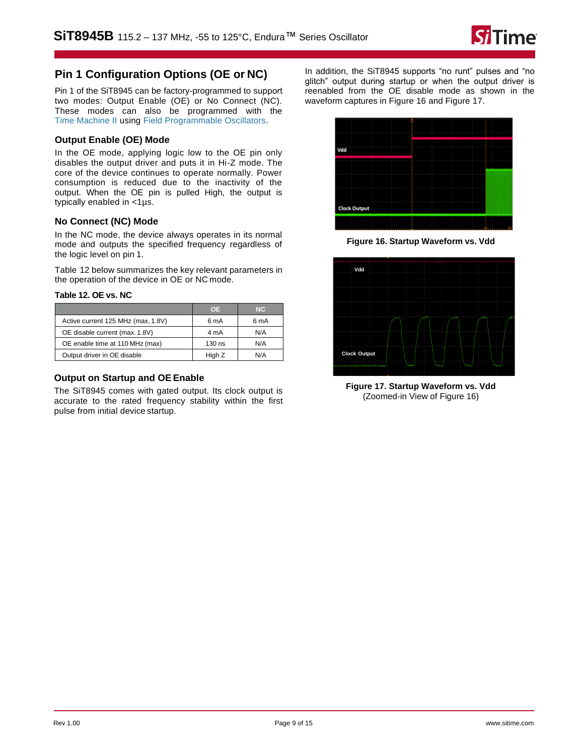## Pin 1 Configuration Options (OE or NC)

Pin 1 of the SiT8945 can be factory-programmed to support two modes: Output Enable (OE) or No Connect (NC). These modes can also be programmed with the Time Machine II using Field Programmable Oscillators.

### Output Enable (OE) Mode

In the OE mode, applying logic low to the OE pin only disables the output driver and puts it in Hi-Z mode. The core of the device continues to operate normally. Power consumption is reduced due to the inactivity of the output. When the OE pin is pulled High, the output is typically enabled in <1µs.

### No Connect (NC) Mode

In the NC mode, the device always operates in its normal mode and outputs the specified frequency regardless of the logic level on pin 1.

Table 12 below summarizes the key relevant parameters in the operation of the device in OE or NC mode.

**Table 12. OE vs. NC**

| | OE | NC |
|---|---|---|
| Active current 125 MHz (max, 1.8V) | 6 mA | 6 mA |
| OE disable current (max. 1.8V) | 4 mA | N/A |
| OE enable time at 110 MHz (max) | 130 ns | N/A |
| Output driver in OE disable | High Z | N/A |

### Output on Startup and OE Enable

The SiT8945 comes with gated output. Its clock output is accurate to the rated frequency stability within the first pulse from initial device startup.

In addition, the SiT8945 supports "no runt" pulses and "no glitch" output during startup or when the output driver is reenabled from the OE disable mode as shown in the waveform captures in Figure 16 and Figure 17.

**Figure 16. Startup Waveform vs. Vdd**

**Figure 17. Startup Waveform vs. Vdd**
(Zoomed-in View of Figure 16)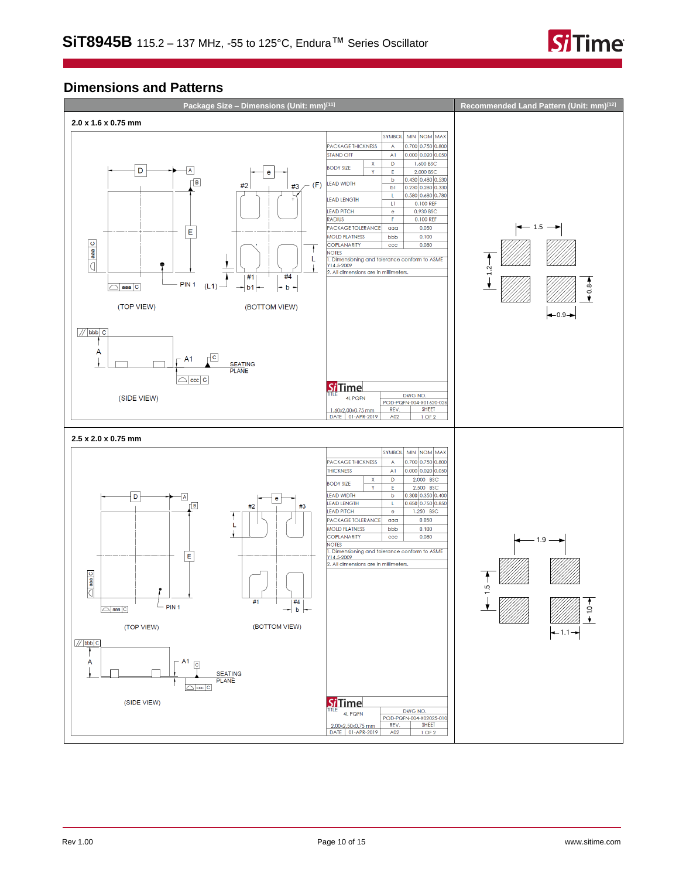## Dimensions and Patterns

| Package Size – Dimensions (Unit: mm)[11] | Recommended Land Pattern (Unit: mm)[12] |
|---|---|

### 2.0 x 1.6 x 0.75 mm

| | | SYMBOL | MIN | NOM | MAX |
|---|---|---|---|---|---|
| PACKAGE THICKNESS | | A | 0.700 | 0.750 | 0.800 |
| STAND OFF | | A1 | 0.000 | 0.020 | 0.050 |
| BODY SIZE | X | D | | 1.600 BSC | |
| | Y | E | | 2.000 BSC | |
| LEAD WIDTH | | b | 0.430 | 0.480 | 0.530 |
| | | b1 | 0.230 | 0.280 | 0.330 |
| LEAD LENGTH | | L | 0.580 | 0.680 | 0.780 |
| | | L1 | | 0.100 REF | |
| LEAD PITCH | | e | | 0.930 BSC | |
| RADIUS | | F | | 0.100 REF | |
| PACKAGE TOLERANCE | | aaa | | 0.050 | |
| MOLD FLATNESS | | bbb | | 0.100 | |
| COPLANARITY | | ccc | | 0.080 | |

NOTES
1. Dimensioning and tolerance conform to ASME Y14.5-2009
2. All dimensions are in millimeters.

(TOP VIEW) (BOTTOM VIEW) (SIDE VIEW)

TITLE: 4L PQFN 1.60x2.00x0.75 mm; DWG NO. POD-PQFN-004-X01620-026; REV. A02; SHEET 1 OF 2; DATE 01-APR-2019

Recommended land pattern: 1.5, 1.2, 0.8, 0.9

### 2.5 x 2.0 x 0.75 mm

| | | SYMBOL | MIN | NOM | MAX |
|---|---|---|---|---|---|
| PACKAGE THICKNESS | | A | 0.700 | 0.750 | 0.800 |
| THICKNESS | | A1 | 0.000 | 0.020 | 0.050 |
| BODY SIZE | X | D | | 2.000 BSC | |
| | Y | E | | 2.500 BSC | |
| LEAD WIDTH | | b | 0.300 | 0.350 | 0.400 |
| LEAD LENGTH | | L | 0.650 | 0.750 | 0.850 |
| LEAD PITCH | | e | | 1.250 BSC | |
| PACKAGE TOLERANCE | | aaa | | 0.050 | |
| MOLD FLATNESS | | bbb | | 0.100 | |
| COPLANARITY | | ccc | | 0.080 | |

NOTES
1. Dimensioning and tolerance conform to ASME Y14.5-2009
2. All dimensions are in millimeters.

(TOP VIEW) (BOTTOM VIEW) (SIDE VIEW)

TITLE: 4L PQFN 2.00x2.50x0.75 mm; DWG NO. POD-PQFN-004-X02025-010; REV. A02; SHEET 1 OF 2; DATE 01-APR-2019

Recommended land pattern: 1.9, 1.5, 1.0, 1.1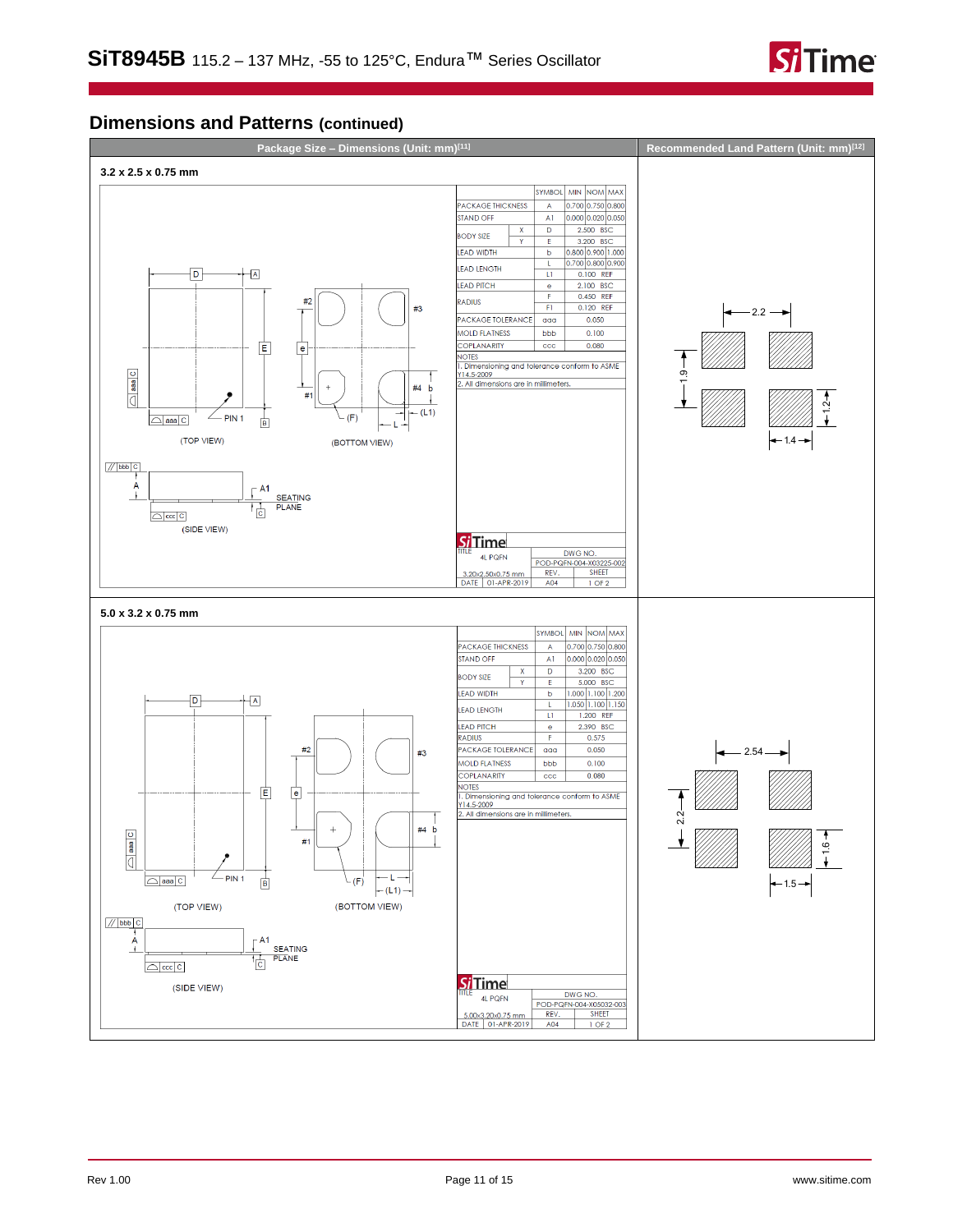## Dimensions and Patterns (continued)

| Package Size – Dimensions (Unit: mm)[11] | Recommended Land Pattern (Unit: mm)[12] |
|---|---|

### 3.2 x 2.5 x 0.75 mm

| | SYMBOL | MIN | NOM | MAX |
|---|---|---|---|---|
| PACKAGE THICKNESS | A | 0.700 | 0.750 | 0.800 |
| STAND OFF | A1 | 0.000 | 0.020 | 0.050 |
| BODY SIZE X | D | | 2.500 BSC | |
| BODY SIZE Y | E | | 3.200 BSC | |
| LEAD WIDTH | b | 0.800 | 0.900 | 1.000 |
| LEAD LENGTH | L | 0.700 | 0.800 | 0.900 |
| | L1 | | 0.100 REF | |
| LEAD PITCH | e | | 2.100 BSC | |
| RADIUS | F | | 0.450 REF | |
| | F1 | | 0.120 REF | |
| PACKAGE TOLERANCE | aaa | | 0.050 | |
| MOLD FLATNESS | bbb | | 0.100 | |
| COPLANARITY | ccc | | 0.080 | |

NOTES
1. Dimensioning and tolerance conform to ASME Y14.5-2009
2. All dimensions are in millimeters.

TITLE: 4L PQFN, 3.20x2.50x0.75 mm; DWG NO. POD-PQFN-004-X03225-002; REV. A04; SHEET 1 OF 2; DATE 01-APR-2019

(TOP VIEW) (BOTTOM VIEW) (SIDE VIEW)

Recommended land pattern: 2.2, 1.9, 1.2, 1.4

### 5.0 x 3.2 x 0.75 mm

| | SYMBOL | MIN | NOM | MAX |
|---|---|---|---|---|
| PACKAGE THICKNESS | A | 0.700 | 0.750 | 0.800 |
| STAND OFF | A1 | 0.000 | 0.020 | 0.050 |
| BODY SIZE X | D | | 3.200 BSC | |
| BODY SIZE Y | E | | 5.000 BSC | |
| LEAD WIDTH | b | 1.000 | 1.100 | 1.200 |
| LEAD LENGTH | L | 1.050 | 1.100 | 1.150 |
| | L1 | | 1.200 REF | |
| LEAD PITCH | e | | 2.390 BSC | |
| RADIUS | F | | 0.575 | |
| PACKAGE TOLERANCE | aaa | | 0.050 | |
| MOLD FLATNESS | bbb | | 0.100 | |
| COPLANARITY | ccc | | 0.080 | |

NOTES
1. Dimensioning and tolerance conform to ASME Y14.5-2009
2. All dimensions are in millimeters.

TITLE: 4L PQFN, 5.00x3.20x0.75 mm; DWG NO. POD-PQFN-004-X05032-003; REV. A04; SHEET 1 OF 2; DATE 01-APR-2019

(TOP VIEW) (BOTTOM VIEW) (SIDE VIEW)

Recommended land pattern: 2.54, 2.2, 1.6, 1.5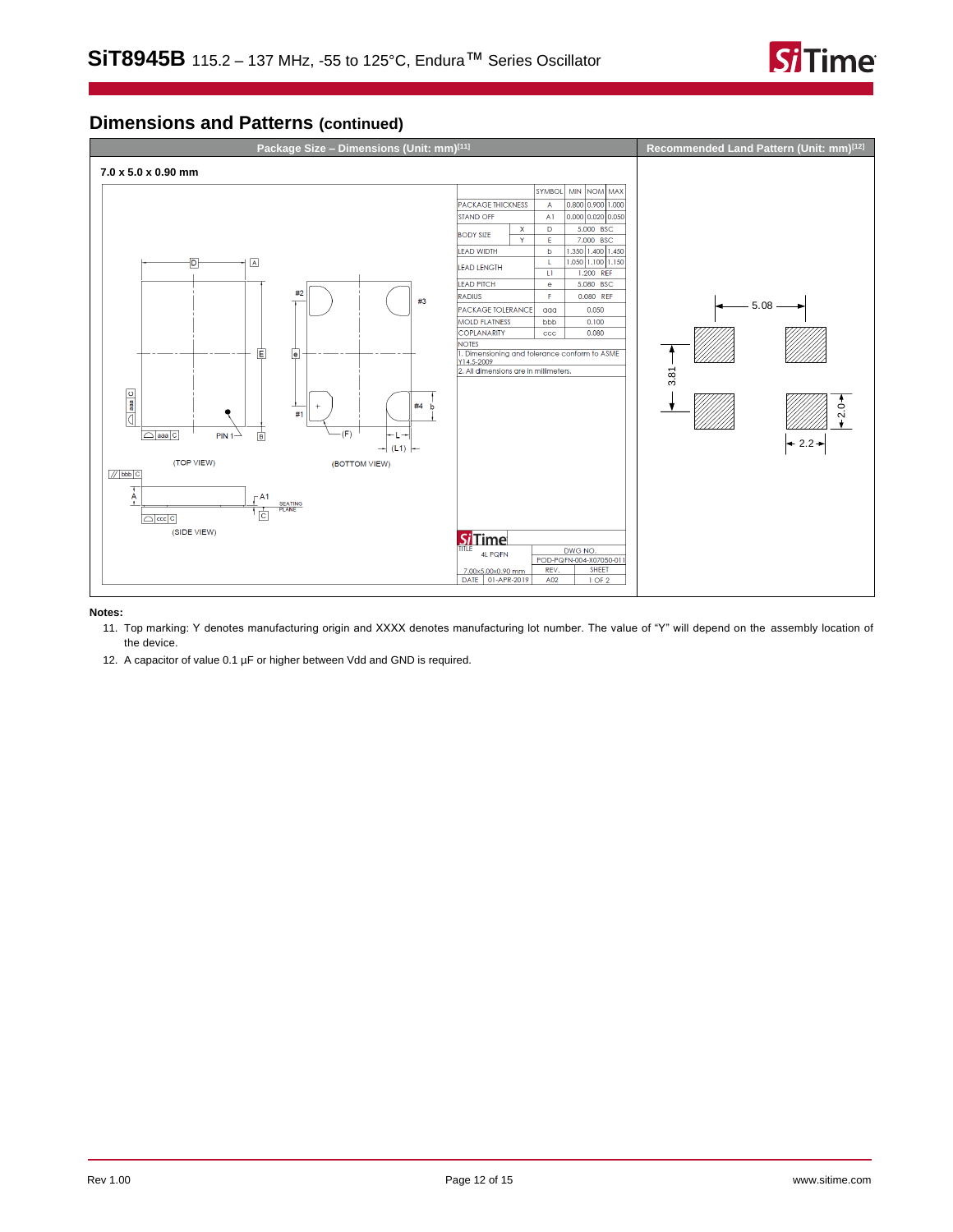## Dimensions and Patterns (continued)

| Package Size – Dimensions (Unit: mm)[11] | Recommended Land Pattern (Unit: mm)[12] |
|---|---|
| 7.0 x 5.0 x 0.90 mm | |

| | SYMBOL | MIN | NOM | MAX |
|---|---|---|---|---|
| PACKAGE THICKNESS | A | 0.800 | 0.900 | 1.000 |
| STAND OFF | A1 | 0.000 | 0.020 | 0.050 |
| BODY SIZE X | D | | 5.000 BSC | |
| BODY SIZE Y | E | | 7.000 BSC | |
| LEAD WIDTH | b | 1.350 | 1.400 | 1.450 |
| LEAD LENGTH | L | 1.050 | 1.100 | 1.150 |
| LEAD LENGTH | L1 | | 1.200 REF | |
| LEAD PITCH | e | | 5.080 BSC | |
| RADIUS | F | | 0.080 REF | |
| PACKAGE TOLERANCE | aaa | | 0.050 | |
| MOLD FLATNESS | bbb | | 0.100 | |
| COPLANARITY | ccc | | 0.080 | |

NOTES
1. Dimensioning and tolerance conform to ASME Y14.5-2009
2. All dimensions are in millimeters.

TITLE: 4L PQFN 7.00x5.00x0.90 mm; DWG NO. POD-PQFN-004-X07050-011; REV. A02; SHEET 1 OF 2; DATE 01-APR-2019

**Notes:**

11. Top marking: Y denotes manufacturing origin and XXXX denotes manufacturing lot number. The value of "Y" will depend on the assembly location of the device.
12. A capacitor of value 0.1 µF or higher between Vdd and GND is required.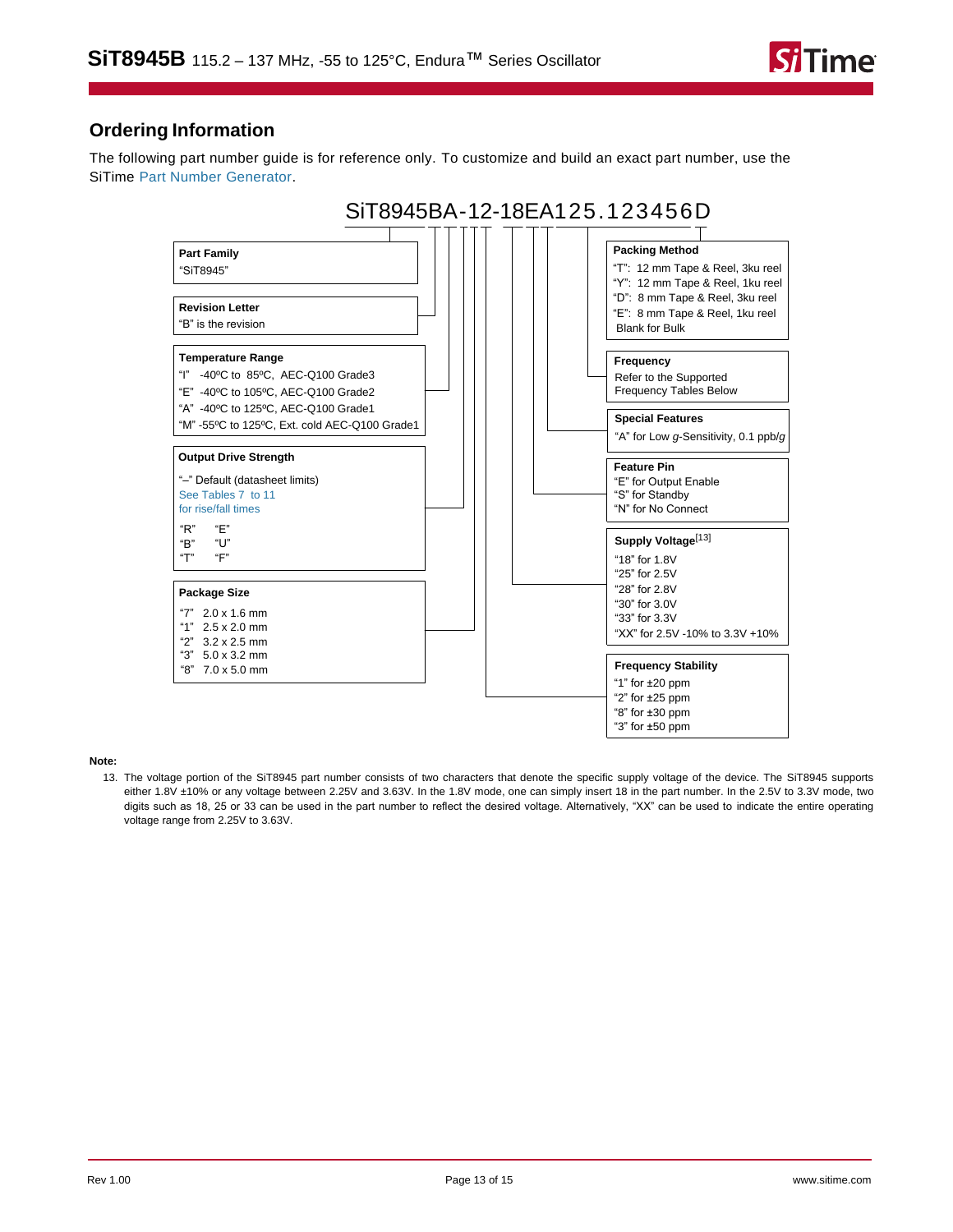## Ordering Information

The following part number guide is for reference only. To customize and build an exact part number, use the SiTime Part Number Generator.

**SiT8945BA-12-18EA125.123456D**

**Part Family**
"SiT8945"

**Revision Letter**
"B" is the revision

**Temperature Range**
"I" -40ºC to 85ºC, AEC-Q100 Grade3
"E" -40ºC to 105ºC, AEC-Q100 Grade2
"A" -40ºC to 125ºC, AEC-Q100 Grade1
"M" -55ºC to 125ºC, Ext. cold AEC-Q100 Grade1

**Output Drive Strength**
"–" Default (datasheet limits)
See Tables 7 to 11 for rise/fall times
"R" "E"
"B" "U"
"T" "F"

**Package Size**
"7" 2.0 x 1.6 mm
"1" 2.5 x 2.0 mm
"2" 3.2 x 2.5 mm
"3" 5.0 x 3.2 mm
"8" 7.0 x 5.0 mm

**Packing Method**
"T": 12 mm Tape & Reel, 3ku reel
"Y": 12 mm Tape & Reel, 1ku reel
"D": 8 mm Tape & Reel, 3ku reel
"E": 8 mm Tape & Reel, 1ku reel
Blank for Bulk

**Frequency**
Refer to the Supported Frequency Tables Below

**Special Features**
"A" for Low *g*-Sensitivity, 0.1 ppb/*g*

**Feature Pin**
"E" for Output Enable
"S" for Standby
"N" for No Connect

**Supply Voltage**[13]
"18" for 1.8V
"25" for 2.5V
"28" for 2.8V
"30" for 3.0V
"33" for 3.3V
"XX" for 2.5V -10% to 3.3V +10%

**Frequency Stability**
"1" for ±20 ppm
"2" for ±25 ppm
"8" for ±30 ppm
"3" for ±50 ppm

**Note:**

13. The voltage portion of the SiT8945 part number consists of two characters that denote the specific supply voltage of the device. The SiT8945 supports either 1.8V ±10% or any voltage between 2.25V and 3.63V. In the 1.8V mode, one can simply insert 18 in the part number. In the 2.5V to 3.3V mode, two digits such as 18, 25 or 33 can be used in the part number to reflect the desired voltage. Alternatively, "XX" can be used to indicate the entire operating voltage range from 2.25V to 3.63V.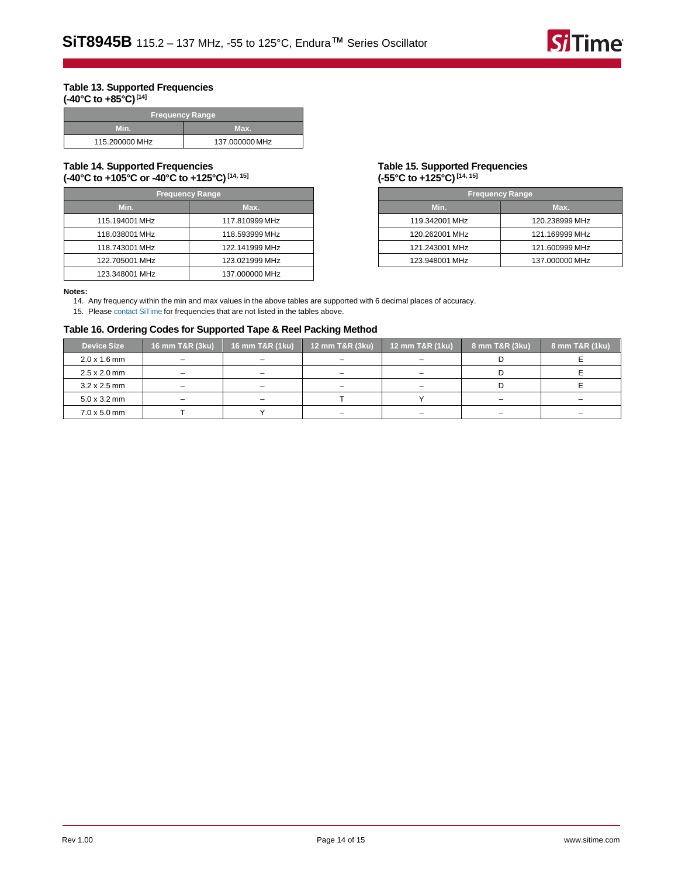**Table 13. Supported Frequencies (-40°C to +85°C) [14]**

| Frequency Range | |
|---|---|
| Min. | Max. |
| 115.200000 MHz | 137.000000 MHz |

**Table 14. Supported Frequencies (-40°C to +105°C or -40°C to +125°C) [14, 15]**

| Frequency Range | |
|---|---|
| Min. | Max. |
| 115.194001 MHz | 117.810999 MHz |
| 118.038001 MHz | 118.593999 MHz |
| 118.743001 MHz | 122.141999 MHz |
| 122.705001 MHz | 123.021999 MHz |
| 123.348001 MHz | 137.000000 MHz |

**Table 15. Supported Frequencies (-55°C to +125°C) [14, 15]**

| Frequency Range | |
|---|---|
| Min. | Max. |
| 119.342001 MHz | 120.238999 MHz |
| 120.262001 MHz | 121.169999 MHz |
| 121.243001 MHz | 121.600999 MHz |
| 123.948001 MHz | 137.000000 MHz |

**Notes:**

14. Any frequency within the min and max values in the above tables are supported with 6 decimal places of accuracy.
15. Please contact SiTime for frequencies that are not listed in the tables above.

**Table 16. Ordering Codes for Supported Tape & Reel Packing Method**

| Device Size | 16 mm T&R (3ku) | 16 mm T&R (1ku) | 12 mm T&R (3ku) | 12 mm T&R (1ku) | 8 mm T&R (3ku) | 8 mm T&R (1ku) |
|---|---|---|---|---|---|---|
| 2.0 x 1.6 mm | – | – | – | – | D | E |
| 2.5 x 2.0 mm | – | – | – | – | D | E |
| 3.2 x 2.5 mm | – | – | – | – | D | E |
| 5.0 x 3.2 mm | – | – | T | Y | – | – |
| 7.0 x 5.0 mm | T | Y | – | – | – | – |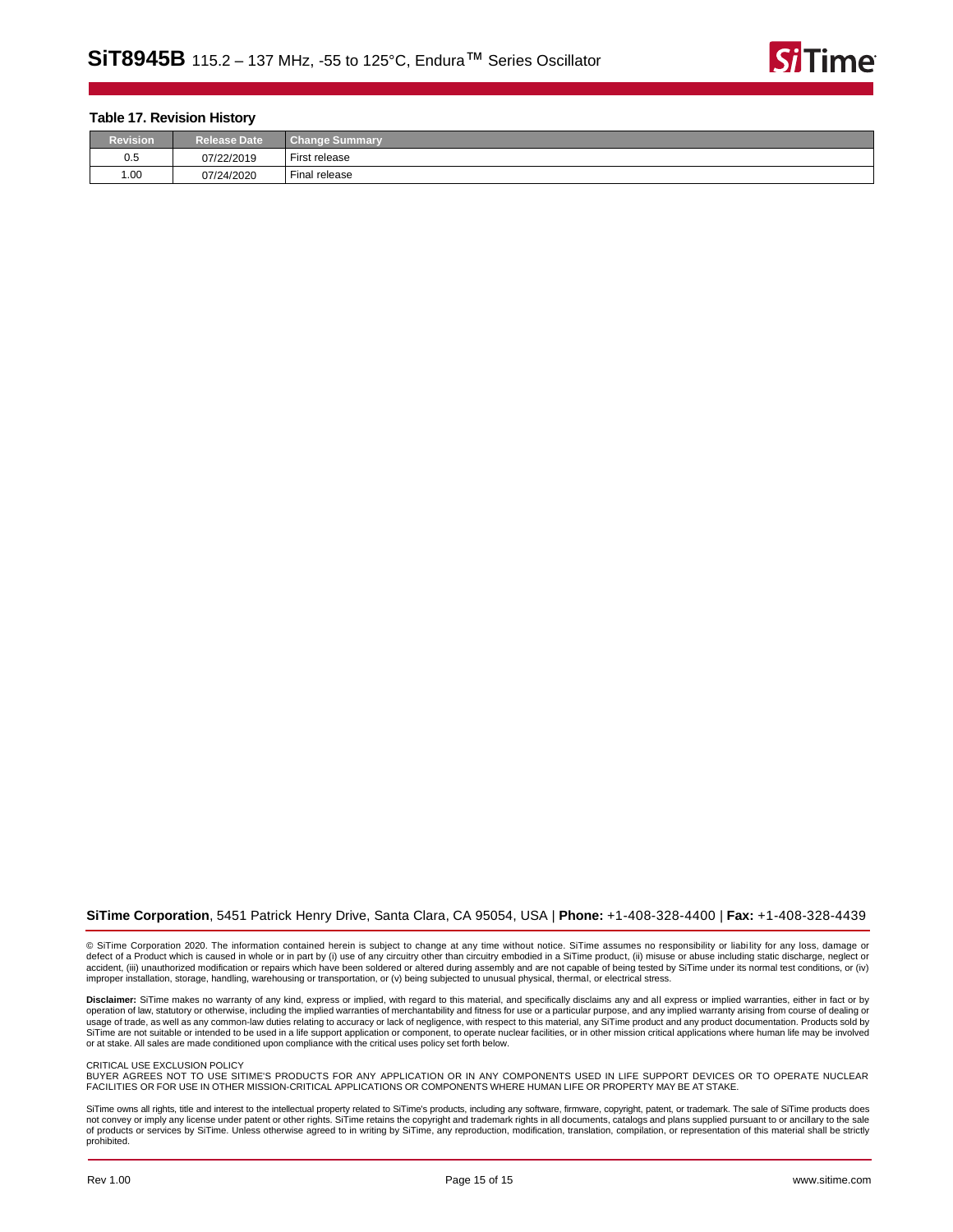**Table 17. Revision History**

| Revision | Release Date | Change Summary |
|---|---|---|
| 0.5 | 07/22/2019 | First release |
| 1.00 | 07/24/2020 | Final release |

**SiTime Corporation**, 5451 Patrick Henry Drive, Santa Clara, CA 95054, USA | **Phone:** +1-408-328-4400 | **Fax:** +1-408-328-4439

© SiTime Corporation 2020. The information contained herein is subject to change at any time without notice. SiTime assumes no responsibility or liability for any loss, damage or defect of a Product which is caused in whole or in part by (i) use of any circuitry other than circuitry embodied in a SiTime product, (ii) misuse or abuse including static discharge, neglect or accident, (iii) unauthorized modification or repairs which have been soldered or altered during assembly and are not capable of being tested by SiTime under its normal test conditions, or (iv) improper installation, storage, handling, warehousing or transportation, or (v) being subjected to unusual physical, thermal, or electrical stress.

**Disclaimer:** SiTime makes no warranty of any kind, express or implied, with regard to this material, and specifically disclaims any and all express or implied warranties, either in fact or by operation of law, statutory or otherwise, including the implied warranties of merchantability and fitness for use or a particular purpose, and any implied warranty arising from course of dealing or usage of trade, as well as any common-law duties relating to accuracy or lack of negligence, with respect to this material, any SiTime product and any product documentation. Products sold by SiTime are not suitable or intended to be used in a life support application or component, to operate nuclear facilities, or in other mission critical applications where human life may be involved or at stake. All sales are made conditioned upon compliance with the critical uses policy set forth below.

CRITICAL USE EXCLUSION POLICY
BUYER AGREES NOT TO USE SITIME'S PRODUCTS FOR ANY APPLICATION OR IN ANY COMPONENTS USED IN LIFE SUPPORT DEVICES OR TO OPERATE NUCLEAR FACILITIES OR FOR USE IN OTHER MISSION-CRITICAL APPLICATIONS OR COMPONENTS WHERE HUMAN LIFE OR PROPERTY MAY BE AT STAKE.

SiTime owns all rights, title and interest to the intellectual property related to SiTime's products, including any software, firmware, copyright, patent, or trademark. The sale of SiTime products does not convey or imply any license under patent or other rights. SiTime retains the copyright and trademark rights in all documents, catalogs and plans supplied pursuant to or ancillary to the sale of products or services by SiTime. Unless otherwise agreed to in writing by SiTime, any reproduction, modification, translation, compilation, or representation of this material shall be strictly prohibited.